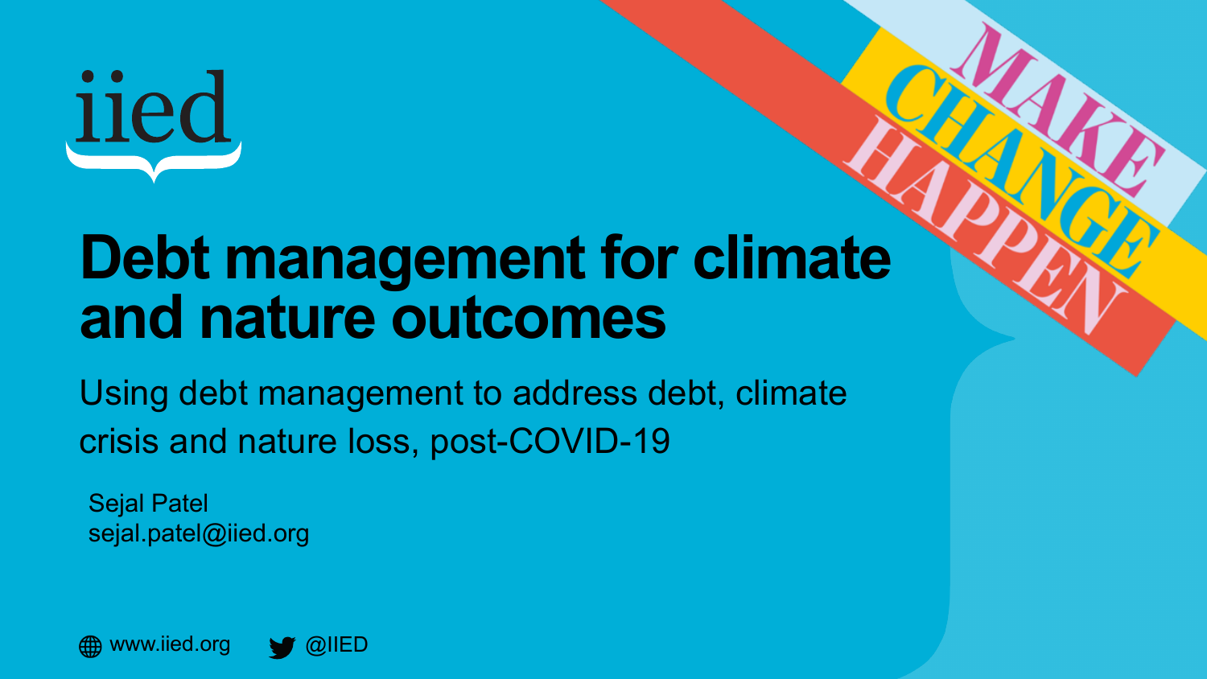iied

MAKE CHANGE HAPPEN

# Debt management for climate and nature outcomes

Using debt management to address debt, climate crisis and nature loss, post-COVID-19

Sejal Patel
sejal.patel@iied.org

www.iied.org @IIED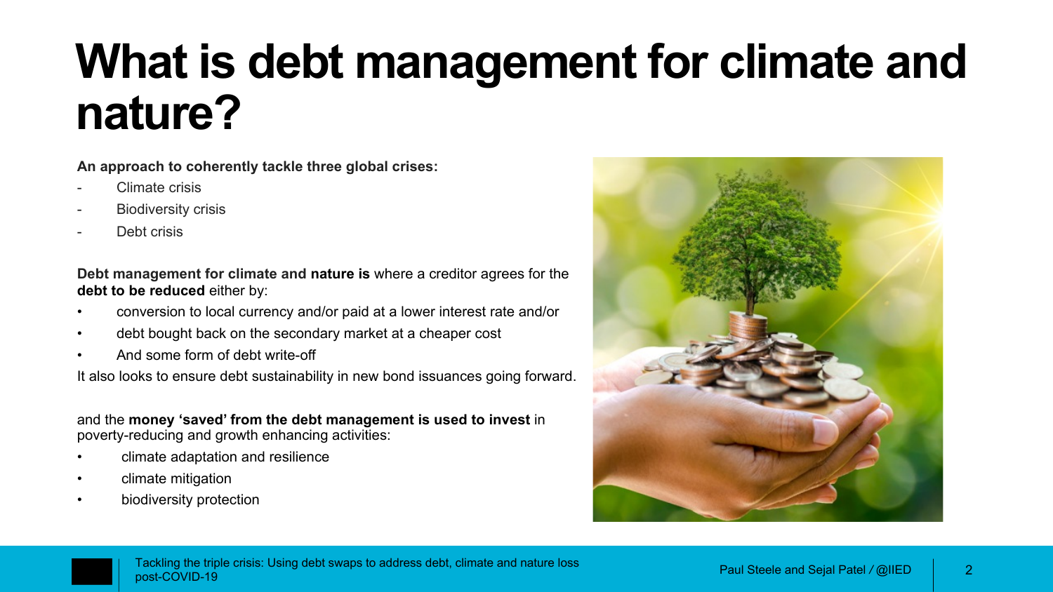# What is debt management for climate and nature?

**An approach to coherently tackle three global crises:**

- Climate crisis
- Biodiversity crisis
- Debt crisis

**Debt management for climate and nature is** where a creditor agrees for the **debt to be reduced** either by:

- conversion to local currency and/or paid at a lower interest rate and/or
- debt bought back on the secondary market at a cheaper cost
- And some form of debt write-off

It also looks to ensure debt sustainability in new bond issuances going forward.

and the **money 'saved' from the debt management is used to invest** in poverty-reducing and growth enhancing activities:

- climate adaptation and resilience
- climate mitigation
- biodiversity protection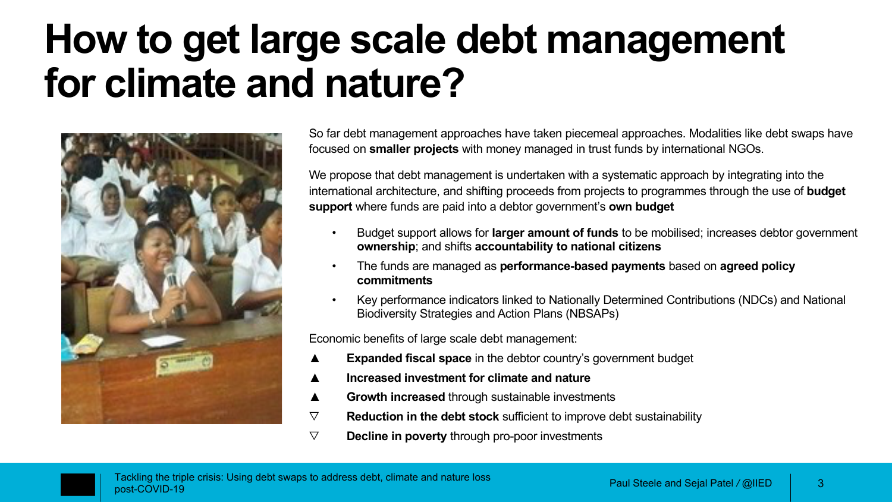# How to get large scale debt management for climate and nature?

So far debt management approaches have taken piecemeal approaches. Modalities like debt swaps have focused on **smaller projects** with money managed in trust funds by international NGOs.

We propose that debt management is undertaken with a systematic approach by integrating into the international architecture, and shifting proceeds from projects to programmes through the use of **budget support** where funds are paid into a debtor government's **own budget**

- Budget support allows for **larger amount of funds** to be mobilised; increases debtor government **ownership**; and shifts **accountability to national citizens**
- The funds are managed as **performance-based payments** based on **agreed policy commitments**
- Key performance indicators linked to Nationally Determined Contributions (NDCs) and National Biodiversity Strategies and Action Plans (NBSAPs)

Economic benefits of large scale debt management:

▲ **Expanded fiscal space** in the debtor country's government budget

▲ **Increased investment for climate and nature**

▲ **Growth increased** through sustainable investments

▽ **Reduction in the debt stock** sufficient to improve debt sustainability

▽ **Decline in poverty** through pro-poor investments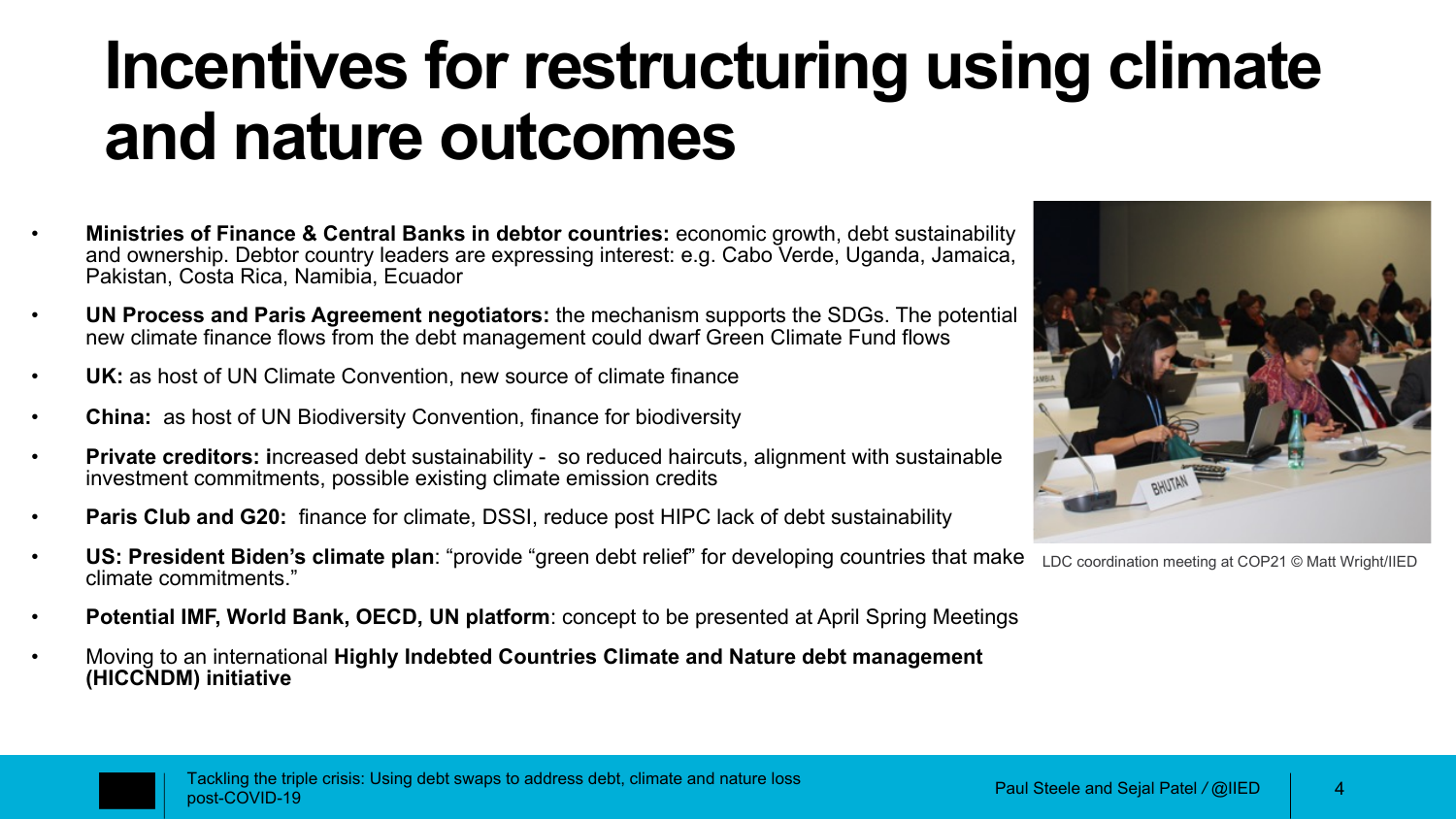# Incentives for restructuring using climate and nature outcomes

- **Ministries of Finance & Central Banks in debtor countries:** economic growth, debt sustainability and ownership. Debtor country leaders are expressing interest: e.g. Cabo Verde, Uganda, Jamaica, Pakistan, Costa Rica, Namibia, Ecuador
- **UN Process and Paris Agreement negotiators:** the mechanism supports the SDGs. The potential new climate finance flows from the debt management could dwarf Green Climate Fund flows
- **UK:** as host of UN Climate Convention, new source of climate finance
- **China:** as host of UN Biodiversity Convention, finance for biodiversity
- **Private creditors: i**ncreased debt sustainability - so reduced haircuts, alignment with sustainable investment commitments, possible existing climate emission credits
- **Paris Club and G20:** finance for climate, DSSI, reduce post HIPC lack of debt sustainability
- **US: President Biden's climate plan**: "provide "green debt relief" for developing countries that make climate commitments."
- **Potential IMF, World Bank, OECD, UN platform**: concept to be presented at April Spring Meetings
- Moving to an international **Highly Indebted Countries Climate and Nature debt management (HICCNDM) initiative**

LDC coordination meeting at COP21 © Matt Wright/IIED